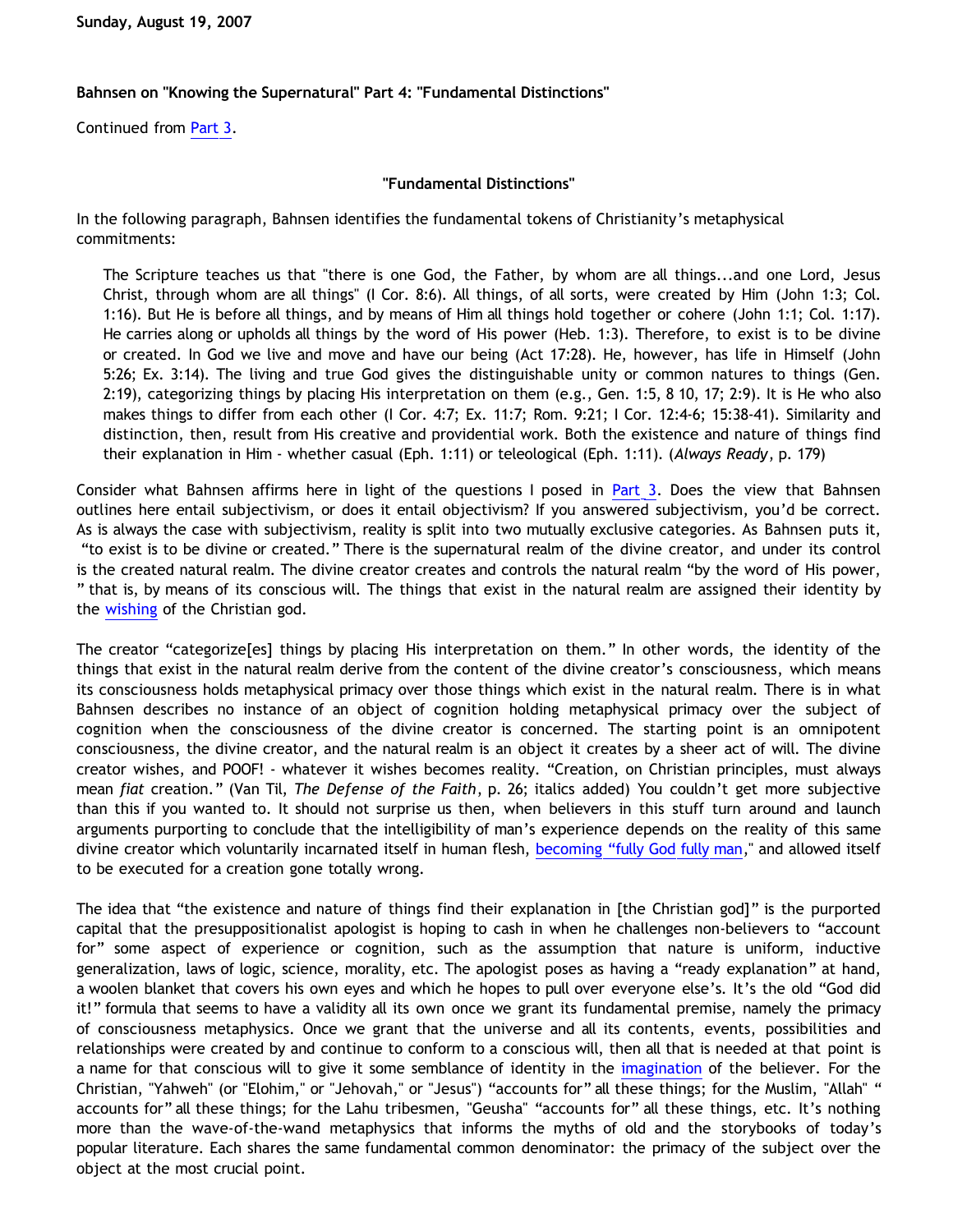**Sunday, August 19, 2007**

**Bahnsen on "Knowing the Supernatural" Part 4: "Fundamental Distinctions"**

Continued from Part 3.

**"Fundamental Distinctions"**

In the following paragraph, Bahnsen identifies the fundamental tokens of Christianity's metaphysical commitments:

> The Scripture teaches us that "there is one God, the Father, by whom are all things...and one Lord, Jesus Christ, through whom are all things" (I Cor. 8:6). All things, of all sorts, were created by Him (John 1:3; Col. 1:16). But He is before all things, and by means of Him all things hold together or cohere (John 1:1; Col. 1:17). He carries along or upholds all things by the word of His power (Heb. 1:3). Therefore, to exist is to be divine or created. In God we live and move and have our being (Act 17:28). He, however, has life in Himself (John 5:26; Ex. 3:14). The living and true God gives the distinguishable unity or common natures to things (Gen. 2:19), categorizing things by placing His interpretation on them (e.g., Gen. 1:5, 8 10, 17; 2:9). It is He who also makes things to differ from each other (I Cor. 4:7; Ex. 11:7; Rom. 9:21; I Cor. 12:4-6; 15:38-41). Similarity and distinction, then, result from His creative and providential work. Both the existence and nature of things find their explanation in Him - whether casual (Eph. 1:11) or teleological (Eph. 1:11). (*Always Ready*, p. 179)

Consider what Bahnsen affirms here in light of the questions I posed in Part 3. Does the view that Bahnsen outlines here entail subjectivism, or does it entail objectivism? If you answered subjectivism, you'd be correct. As is always the case with subjectivism, reality is split into two mutually exclusive categories. As Bahnsen puts it, "to exist is to be divine or created." There is the supernatural realm of the divine creator, and under its control is the created natural realm. The divine creator creates and controls the natural realm "by the word of His power," that is, by means of its conscious will. The things that exist in the natural realm are assigned their identity by the wishing of the Christian god.

The creator "categorize[es] things by placing His interpretation on them." In other words, the identity of the things that exist in the natural realm derive from the content of the divine creator's consciousness, which means its consciousness holds metaphysical primacy over those things which exist in the natural realm. There is in what Bahnsen describes no instance of an object of cognition holding metaphysical primacy over the subject of cognition when the consciousness of the divine creator is concerned. The starting point is an omnipotent consciousness, the divine creator, and the natural realm is an object it creates by a sheer act of will. The divine creator wishes, and POOF! - whatever it wishes becomes reality. "Creation, on Christian principles, must always mean *fiat* creation." (Van Til, *The Defense of the Faith*, p. 26; italics added) You couldn't get more subjective than this if you wanted to. It should not surprise us then, when believers in this stuff turn around and launch arguments purporting to conclude that the intelligibility of man's experience depends on the reality of this same divine creator which voluntarily incarnated itself in human flesh, becoming "fully God fully man," and allowed itself to be executed for a creation gone totally wrong.

The idea that "the existence and nature of things find their explanation in [the Christian god]" is the purported capital that the presuppositionalist apologist is hoping to cash in when he challenges non-believers to "account for" some aspect of experience or cognition, such as the assumption that nature is uniform, inductive generalization, laws of logic, science, morality, etc. The apologist poses as having a "ready explanation" at hand, a woolen blanket that covers his own eyes and which he hopes to pull over everyone else's. It's the old "God did it!" formula that seems to have a validity all its own once we grant its fundamental premise, namely the primacy of consciousness metaphysics. Once we grant that the universe and all its contents, events, possibilities and relationships were created by and continue to conform to a conscious will, then all that is needed at that point is a name for that conscious will to give it some semblance of identity in the imagination of the believer. For the Christian, "Yahweh" (or "Elohim," or "Jehovah," or "Jesus") "accounts for" all these things; for the Muslim, "Allah" "accounts for" all these things; for the Lahu tribesmen, "Geusha" "accounts for" all these things, etc. It's nothing more than the wave-of-the-wand metaphysics that informs the myths of old and the storybooks of today's popular literature. Each shares the same fundamental common denominator: the primacy of the subject over the object at the most crucial point.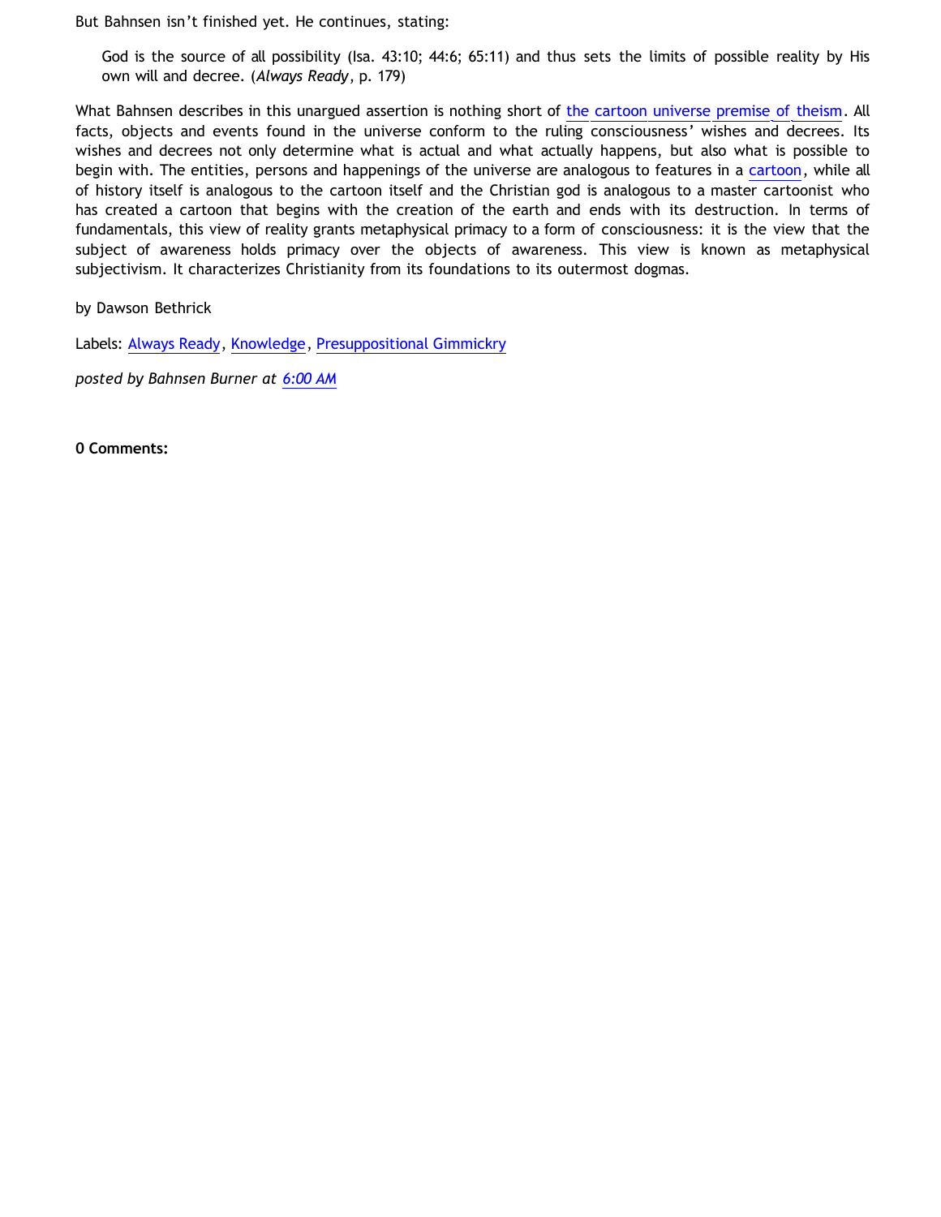But Bahnsen isn't finished yet. He continues, stating:

> God is the source of all possibility (Isa. 43:10; 44:6; 65:11) and thus sets the limits of possible reality by His own will and decree. (*Always Ready*, p. 179)

What Bahnsen describes in this unargued assertion is nothing short of the cartoon universe premise of theism. All facts, objects and events found in the universe conform to the ruling consciousness' wishes and decrees. Its wishes and decrees not only determine what is actual and what actually happens, but also what is possible to begin with. The entities, persons and happenings of the universe are analogous to features in a cartoon, while all of history itself is analogous to the cartoon itself and the Christian god is analogous to a master cartoonist who has created a cartoon that begins with the creation of the earth and ends with its destruction. In terms of fundamentals, this view of reality grants metaphysical primacy to a form of consciousness: it is the view that the subject of awareness holds primacy over the objects of awareness. This view is known as metaphysical subjectivism. It characterizes Christianity from its foundations to its outermost dogmas.

by Dawson Bethrick

Labels: Always Ready, Knowledge, Presuppositional Gimmickry

*posted by Bahnsen Burner at 6:00 AM*

**0 Comments:**